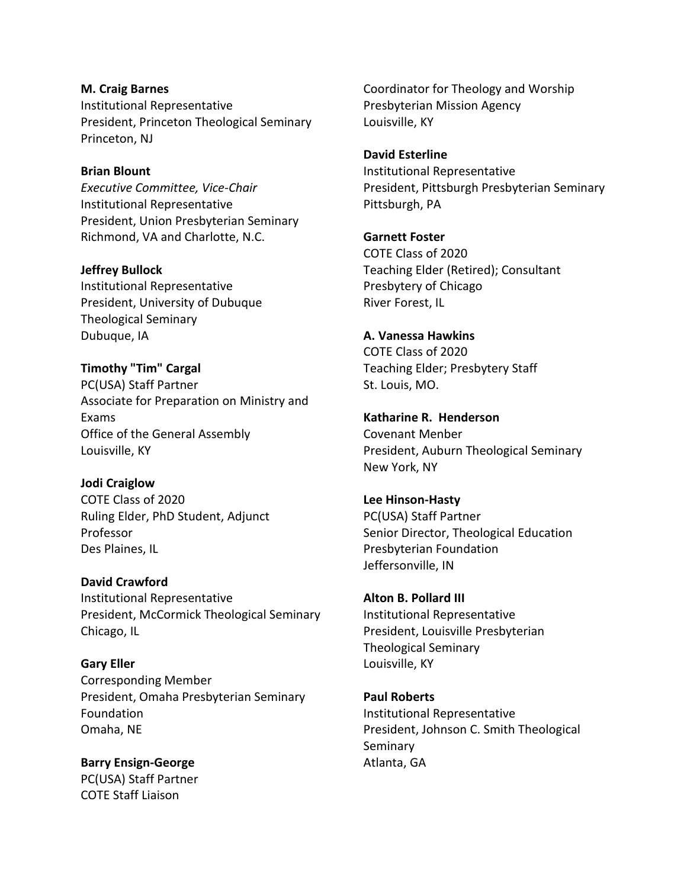**M. Craig Barnes**
Institutional Representative
President, Princeton Theological Seminary
Princeton, NJ

**Brian Blount**
*Executive Committee, Vice-Chair*
Institutional Representative
President, Union Presbyterian Seminary
Richmond, VA and Charlotte, N.C.

**Jeffrey Bullock**
Institutional Representative
President, University of Dubuque Theological Seminary
Dubuque, IA

**Timothy "Tim" Cargal**
PC(USA) Staff Partner
Associate for Preparation on Ministry and Exams
Office of the General Assembly
Louisville, KY

**Jodi Craiglow**
COTE Class of 2020
Ruling Elder, PhD Student, Adjunct Professor
Des Plaines, IL

**David Crawford**
Institutional Representative
President, McCormick Theological Seminary
Chicago, IL

**Gary Eller**
Corresponding Member
President, Omaha Presbyterian Seminary Foundation
Omaha, NE

**Barry Ensign-George**
PC(USA) Staff Partner
COTE Staff Liaison
Coordinator for Theology and Worship
Presbyterian Mission Agency
Louisville, KY

**David Esterline**
Institutional Representative
President, Pittsburgh Presbyterian Seminary
Pittsburgh, PA

**Garnett Foster**
COTE Class of 2020
Teaching Elder (Retired); Consultant
Presbytery of Chicago
River Forest, IL

**A. Vanessa Hawkins**
COTE Class of 2020
Teaching Elder; Presbytery Staff
St. Louis, MO.

**Katharine R. Henderson**
Covenant Menber
President, Auburn Theological Seminary
New York, NY

**Lee Hinson-Hasty**
PC(USA) Staff Partner
Senior Director, Theological Education
Presbyterian Foundation
Jeffersonville, IN

**Alton B. Pollard III**
Institutional Representative
President, Louisville Presbyterian Theological Seminary
Louisville, KY

**Paul Roberts**
Institutional Representative
President, Johnson C. Smith Theological Seminary
Atlanta, GA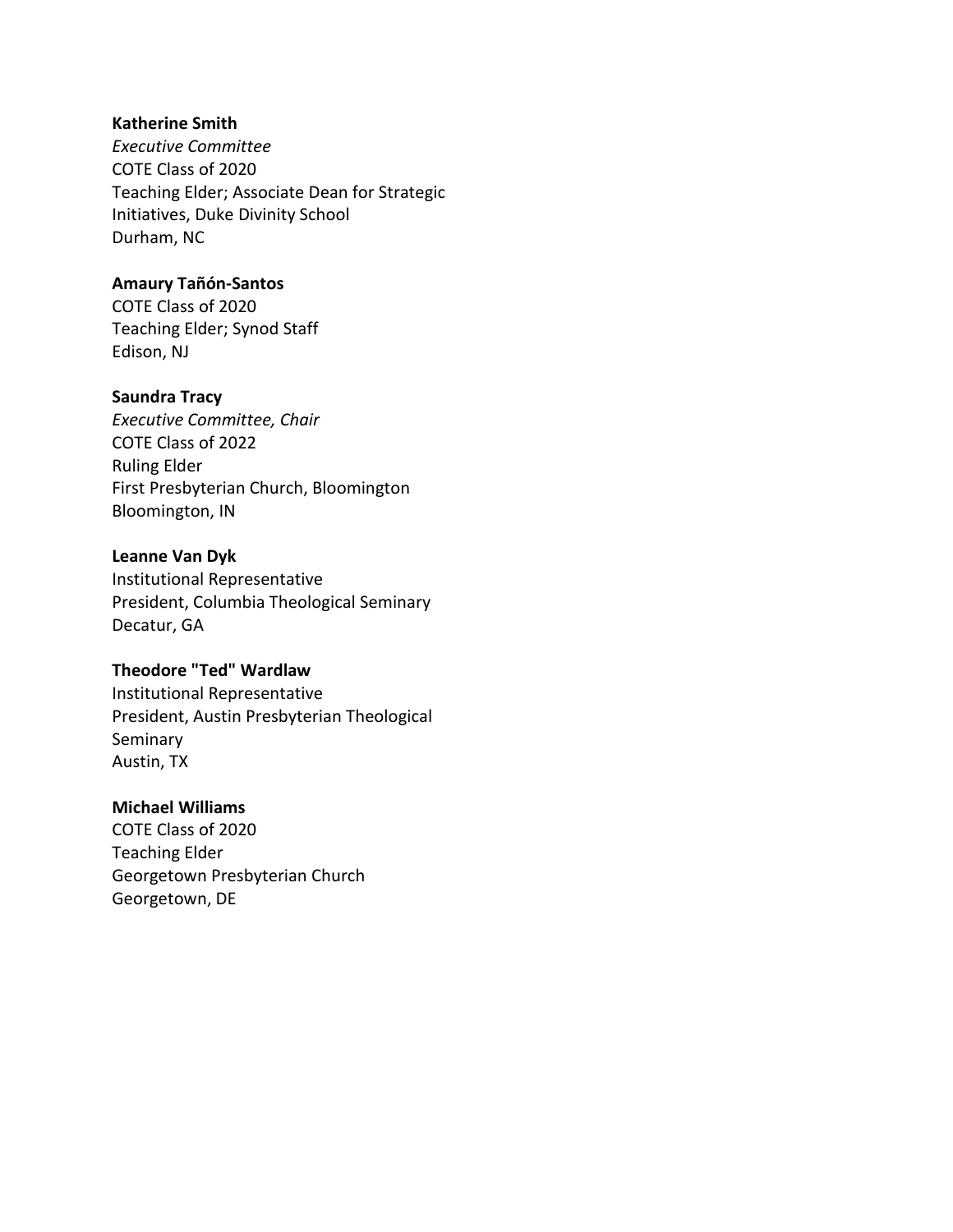**Katherine Smith**
*Executive Committee*
COTE Class of 2020
Teaching Elder; Associate Dean for Strategic Initiatives, Duke Divinity School
Durham, NC

**Amaury Tañón-Santos**
COTE Class of 2020
Teaching Elder; Synod Staff
Edison, NJ

**Saundra Tracy**
*Executive Committee, Chair*
COTE Class of 2022
Ruling Elder
First Presbyterian Church, Bloomington
Bloomington, IN

**Leanne Van Dyk**
Institutional Representative
President, Columbia Theological Seminary
Decatur, GA

**Theodore "Ted" Wardlaw**
Institutional Representative
President, Austin Presbyterian Theological Seminary
Austin, TX

**Michael Williams**
COTE Class of 2020
Teaching Elder
Georgetown Presbyterian Church
Georgetown, DE